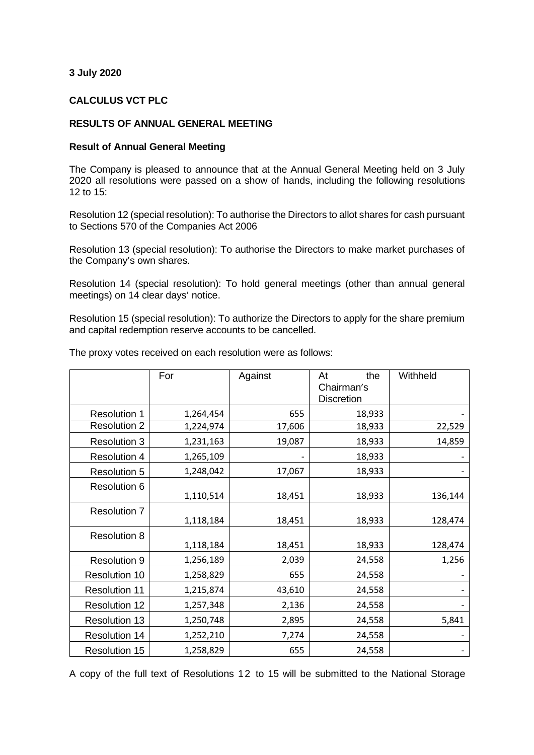**3 July 2020**

**CALCULUS VCT PLC**

**RESULTS OF ANNUAL GENERAL MEETING**

**Result of Annual General Meeting**

The Company is pleased to announce that at the Annual General Meeting held on 3 July 2020 all resolutions were passed on a show of hands, including the following resolutions 12 to 15:

Resolution 12 (special resolution): To authorise the Directors to allot shares for cash pursuant to Sections 570 of the Companies Act 2006

Resolution 13 (special resolution): To authorise the Directors to make market purchases of the Company's own shares.

Resolution 14 (special resolution): To hold general meetings (other than annual general meetings) on 14 clear days' notice.

Resolution 15 (special resolution): To authorize the Directors to apply for the share premium and capital redemption reserve accounts to be cancelled.

The proxy votes received on each resolution were as follows:

| | For | Against | At the Chairman's Discretion | Withheld |
|---|---|---|---|---|
| Resolution 1 | 1,264,454 | 655 | 18,933 | - |
| Resolution 2 | 1,224,974 | 17,606 | 18,933 | 22,529 |
| Resolution 3 | 1,231,163 | 19,087 | 18,933 | 14,859 |
| Resolution 4 | 1,265,109 | - | 18,933 | - |
| Resolution 5 | 1,248,042 | 17,067 | 18,933 | - |
| Resolution 6 | 1,110,514 | 18,451 | 18,933 | 136,144 |
| Resolution 7 | 1,118,184 | 18,451 | 18,933 | 128,474 |
| Resolution 8 | 1,118,184 | 18,451 | 18,933 | 128,474 |
| Resolution 9 | 1,256,189 | 2,039 | 24,558 | 1,256 |
| Resolution 10 | 1,258,829 | 655 | 24,558 | - |
| Resolution 11 | 1,215,874 | 43,610 | 24,558 | - |
| Resolution 12 | 1,257,348 | 2,136 | 24,558 | - |
| Resolution 13 | 1,250,748 | 2,895 | 24,558 | 5,841 |
| Resolution 14 | 1,252,210 | 7,274 | 24,558 | - |
| Resolution 15 | 1,258,829 | 655 | 24,558 | - |

A copy of the full text of Resolutions 12 to 15 will be submitted to the National Storage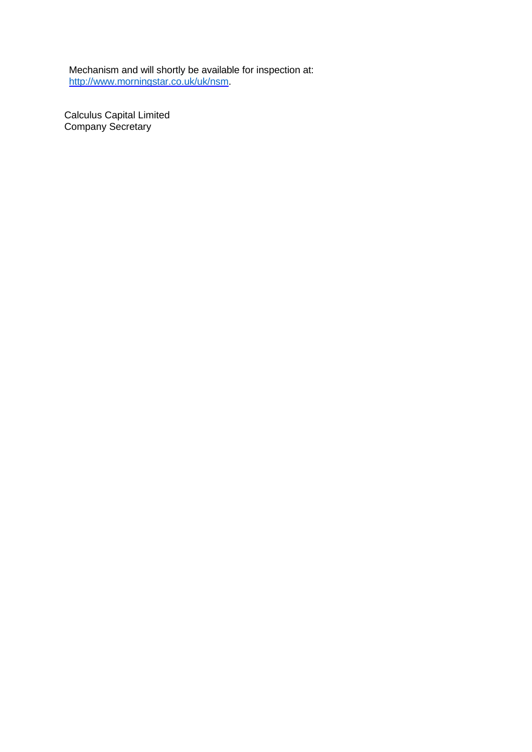Mechanism and will shortly be available for inspection at: [http://www.morningstar.co.uk/uk/nsm](http://www.morningstar.co.uk/uk/nsm).

Calculus Capital Limited
Company Secretary